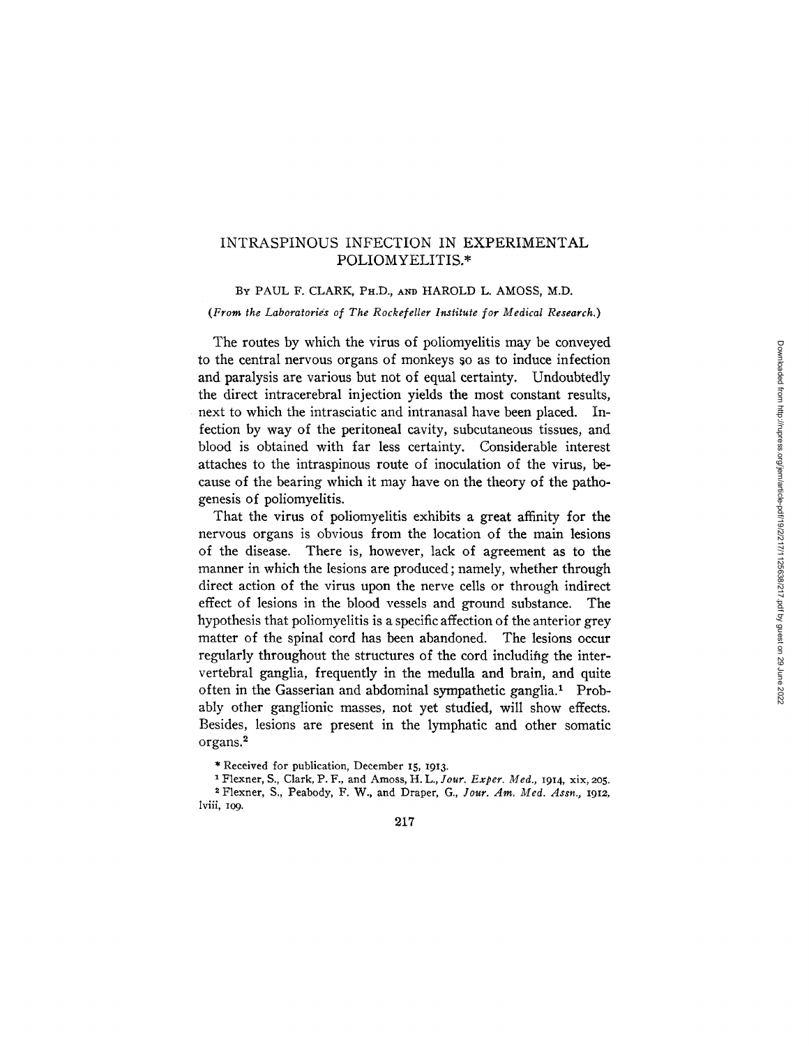# INTRASPINOUS INFECTION IN EXPERIMENTAL POLIOMYELITIS.*

BY PAUL F. CLARK, PH.D., AND HAROLD L. AMOSS, M.D.

*(From the Laboratories of The Rockefeller Institute for Medical Research.)*

The routes by which the virus of poliomyelitis may be conveyed to the central nervous organs of monkeys so as to induce infection and paralysis are various but not of equal certainty. Undoubtedly the direct intracerebral injection yields the most constant results, next to which the intrasciatic and intranasal have been placed. Infection by way of the peritoneal cavity, subcutaneous tissues, and blood is obtained with far less certainty. Considerable interest attaches to the intraspinous route of inoculation of the virus, because of the bearing which it may have on the theory of the pathogenesis of poliomyelitis.

That the virus of poliomyelitis exhibits a great affinity for the nervous organs is obvious from the location of the main lesions of the disease. There is, however, lack of agreement as to the manner in which the lesions are produced; namely, whether through direct action of the virus upon the nerve cells or through indirect effect of lesions in the blood vessels and ground substance. The hypothesis that poliomyelitis is a specific affection of the anterior grey matter of the spinal cord has been abandoned. The lesions occur regularly throughout the structures of the cord including the intervertebral ganglia, frequently in the medulla and brain, and quite often in the Gasserian and abdominal sympathetic ganglia.[1] Probably other ganglionic masses, not yet studied, will show effects. Besides, lesions are present in the lymphatic and other somatic organs.[2]

\* Received for publication, December 15, 1913.

[1] Flexner, S., Clark, P. F., and Amoss, H. L., *Jour. Exper. Med.*, 1914, xix, 205.

[2] Flexner, S., Peabody, F. W., and Draper, G., *Jour. Am. Med. Assn.*, 1912, lviii, 109.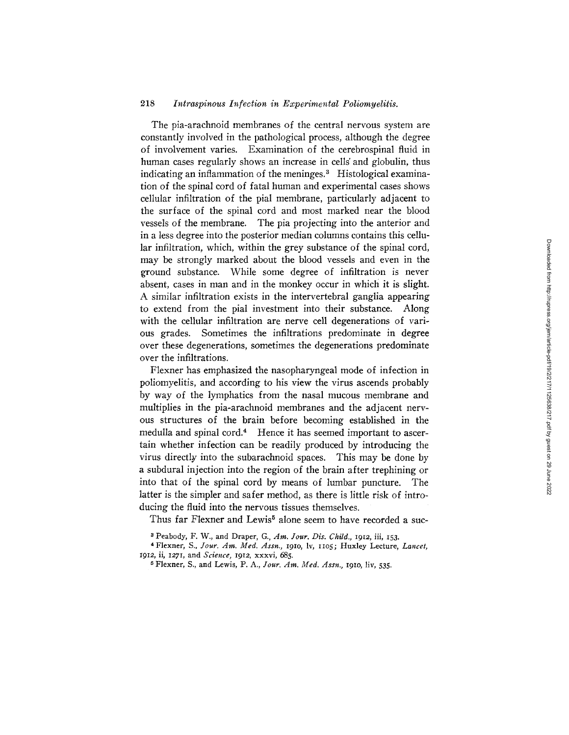The pia-arachnoid membranes of the central nervous system are constantly involved in the pathological process, although the degree of involvement varies. Examination of the cerebrospinal fluid in human cases regularly shows an increase in cells and globulin, thus indicating an inflammation of the meninges.[3] Histological examination of the spinal cord of fatal human and experimental cases shows cellular infiltration of the pial membrane, particularly adjacent to the surface of the spinal cord and most marked near the blood vessels of the membrane. The pia projecting into the anterior and in a less degree into the posterior median columns contains this cellular infiltration, which, within the grey substance of the spinal cord, may be strongly marked about the blood vessels and even in the ground substance. While some degree of infiltration is never absent, cases in man and in the monkey occur in which it is slight. A similar infiltration exists in the intervertebral ganglia appearing to extend from the pial investment into their substance. Along with the cellular infiltration are nerve cell degenerations of various grades. Sometimes the infiltrations predominate in degree over these degenerations, sometimes the degenerations predominate over the infiltrations.

Flexner has emphasized the nasopharyngeal mode of infection in poliomyelitis, and according to his view the virus ascends probably by way of the lymphatics from the nasal mucous membrane and multiplies in the pia-arachnoid membranes and the adjacent nervous structures of the brain before becoming established in the medulla and spinal cord.[4] Hence it has seemed important to ascertain whether infection can be readily produced by introducing the virus directly into the subarachnoid spaces. This may be done by a subdural injection into the region of the brain after trephining or into that of the spinal cord by means of lumbar puncture. The latter is the simpler and safer method, as there is little risk of introducing the fluid into the nervous tissues themselves.

Thus far Flexner and Lewis[5] alone seem to have recorded a suc-

[3] Peabody, F. W., and Draper, G., *Am. Jour. Dis. Child.*, 1912, iii, 153.

[4] Flexner, S., *Jour. Am. Med. Assn.*, 1910, lv, 1105; Huxley Lecture, *Lancet*, 1912, ii, 1271, and *Science*, 1912, xxxvi, 685.

[5] Flexner, S., and Lewis, P. A., *Jour. Am. Med. Assn.*, 1910, liv, 535.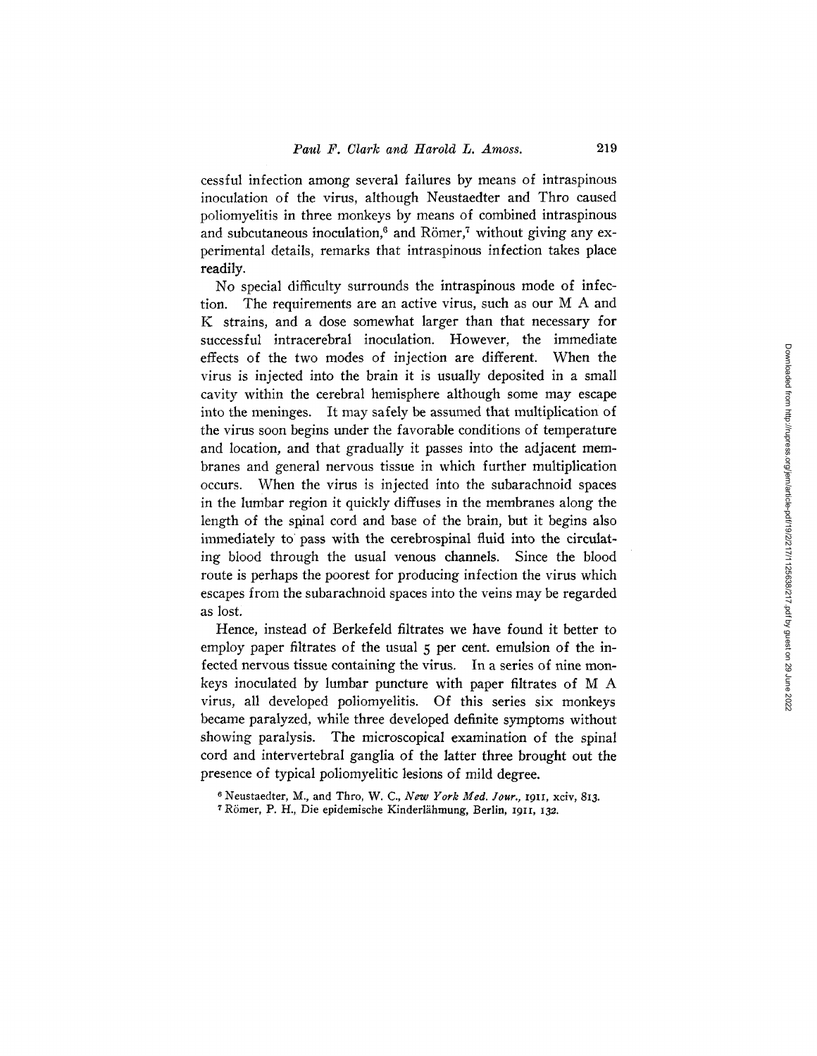cessful infection among several failures by means of intraspinous inoculation of the virus, although Neustaedter and Thro caused poliomyelitis in three monkeys by means of combined intraspinous and subcutaneous inoculation,[6] and Römer,[7] without giving any experimental details, remarks that intraspinous infection takes place readily.

No special difficulty surrounds the intraspinous mode of infection. The requirements are an active virus, such as our M A and K strains, and a dose somewhat larger than that necessary for successful intracerebral inoculation. However, the immediate effects of the two modes of injection are different. When the virus is injected into the brain it is usually deposited in a small cavity within the cerebral hemisphere although some may escape into the meninges. It may safely be assumed that multiplication of the virus soon begins under the favorable conditions of temperature and location, and that gradually it passes into the adjacent membranes and general nervous tissue in which further multiplication occurs. When the virus is injected into the subarachnoid spaces in the lumbar region it quickly diffuses in the membranes along the length of the spinal cord and base of the brain, but it begins also immediately to pass with the cerebrospinal fluid into the circulating blood through the usual venous channels. Since the blood route is perhaps the poorest for producing infection the virus which escapes from the subarachnoid spaces into the veins may be regarded as lost.

Hence, instead of Berkefeld filtrates we have found it better to employ paper filtrates of the usual 5 per cent. emulsion of the infected nervous tissue containing the virus. In a series of nine monkeys inoculated by lumbar puncture with paper filtrates of M A virus, all developed poliomyelitis. Of this series six monkeys became paralyzed, while three developed definite symptoms without showing paralysis. The microscopical examination of the spinal cord and intervertebral ganglia of the latter three brought out the presence of typical poliomyelitic lesions of mild degree.

[6] Neustaedter, M., and Thro, W. C., *New York Med. Jour.*, 1911, xciv, 813.

[7] Römer, P. H., Die epidemische Kinderlähmung, Berlin, 1911, 132.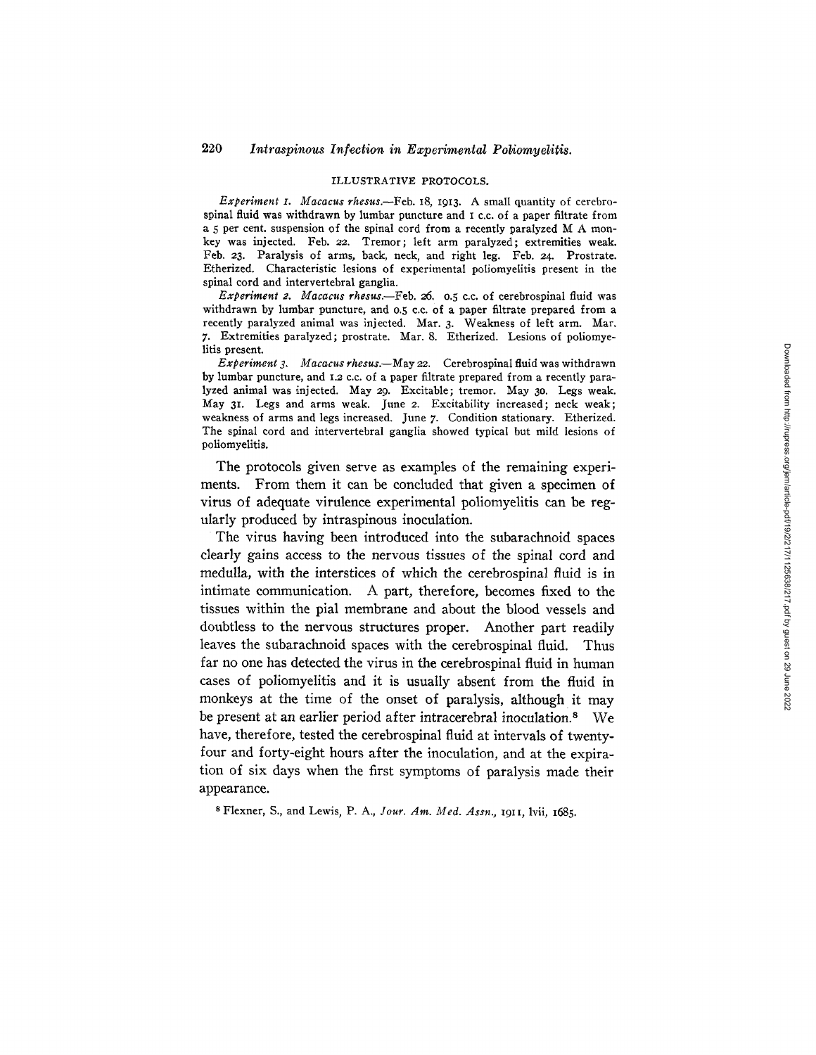ILLUSTRATIVE PROTOCOLS.

*Experiment 1. Macacus rhesus.*—Feb. 18, 1913. A small quantity of cerebrospinal fluid was withdrawn by lumbar puncture and 1 c.c. of a paper filtrate from a 5 per cent. suspension of the spinal cord from a recently paralyzed M A monkey was injected. Feb. 22. Tremor; left arm paralyzed; extremities weak. Feb. 23. Paralysis of arms, back, neck, and right leg. Feb. 24. Prostrate. Etherized. Characteristic lesions of experimental poliomyelitis present in the spinal cord and intervertebral ganglia.

*Experiment 2. Macacus rhesus.*—Feb. 26. 0.5 c.c. of cerebrospinal fluid was withdrawn by lumbar puncture, and 0.5 c.c. of a paper filtrate prepared from a recently paralyzed animal was injected. Mar. 3. Weakness of left arm. Mar. 7. Extremities paralyzed; prostrate. Mar. 8. Etherized. Lesions of poliomyelitis present.

*Experiment 3. Macacus rhesus.*—May 22. Cerebrospinal fluid was withdrawn by lumbar puncture, and 1.2 c.c. of a paper filtrate prepared from a recently paralyzed animal was injected. May 29. Excitable; tremor. May 30. Legs weak. May 31. Legs and arms weak. June 2. Excitability increased; neck weak; weakness of arms and legs increased. June 7. Condition stationary. Etherized. The spinal cord and intervertebral ganglia showed typical but mild lesions of poliomyelitis.

The protocols given serve as examples of the remaining experiments. From them it can be concluded that given a specimen of virus of adequate virulence experimental poliomyelitis can be regularly produced by intraspinous inoculation.

The virus having been introduced into the subarachnoid spaces clearly gains access to the nervous tissues of the spinal cord and medulla, with the interstices of which the cerebrospinal fluid is in intimate communication. A part, therefore, becomes fixed to the tissues within the pial membrane and about the blood vessels and doubtless to the nervous structures proper. Another part readily leaves the subarachnoid spaces with the cerebrospinal fluid. Thus far no one has detected the virus in the cerebrospinal fluid in human cases of poliomyelitis and it is usually absent from the fluid in monkeys at the time of the onset of paralysis, although it may be present at an earlier period after intracerebral inoculation.[8] We have, therefore, tested the cerebrospinal fluid at intervals of twenty-four and forty-eight hours after the inoculation, and at the expiration of six days when the first symptoms of paralysis made their appearance.

[8] Flexner, S., and Lewis, P. A., *Jour. Am. Med. Assn.*, 1911, lvii, 1685.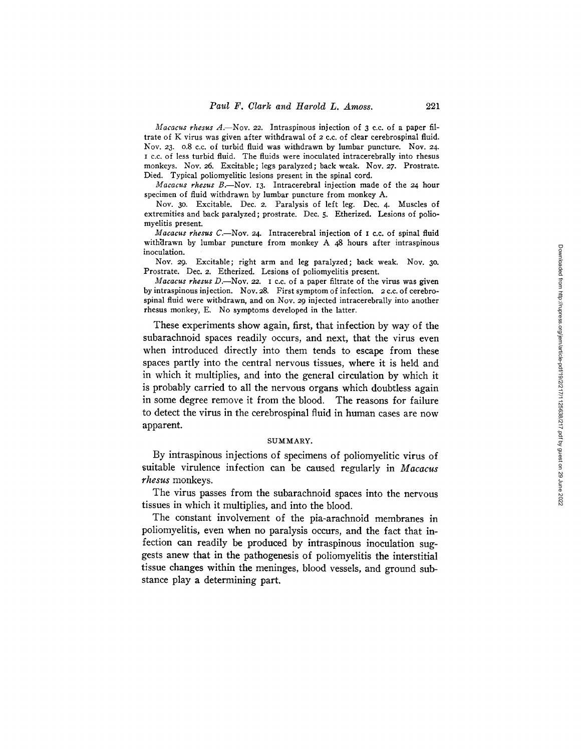*Macacus rhesus A.*—Nov. 22. Intraspinous injection of 3 c.c. of a paper filtrate of K virus was given after withdrawal of 2 c.c. of clear cerebrospinal fluid. Nov. 23. 0.8 c.c. of turbid fluid was withdrawn by lumbar puncture. Nov. 24. 1 c.c. of less turbid fluid. The fluids were inoculated intracerebrally into rhesus monkeys. Nov. 26. Excitable; legs paralyzed; back weak. Nov. 27. Prostrate. Died. Typical poliomyelitic lesions present in the spinal cord.

*Macacus rhesus B.*—Nov. 13. Intracerebral injection made of the 24 hour specimen of fluid withdrawn by lumbar puncture from monkey A.

Nov. 30. Excitable. Dec. 2. Paralysis of left leg. Dec. 4. Muscles of extremities and back paralyzed; prostrate. Dec. 5. Etherized. Lesions of poliomyelitis present.

*Macacus rhesus C.*—Nov. 24. Intracerebral injection of 1 c.c. of spinal fluid withdrawn by lumbar puncture from monkey A 48 hours after intraspinous inoculation.

Nov. 29. Excitable; right arm and leg paralyzed; back weak. Nov. 30. Prostrate. Dec. 2. Etherized. Lesions of poliomyelitis present.

*Macacus rhesus D.*—Nov. 22. 1 c.c. of a paper filtrate of the virus was given by intraspinous injection. Nov. 28. First symptom of infection. 2 c.c. of cerebrospinal fluid were withdrawn, and on Nov. 29 injected intracerebrally into another rhesus monkey, E. No symptoms developed in the latter.

These experiments show again, first, that infection by way of the subarachnoid spaces readily occurs, and next, that the virus even when introduced directly into them tends to escape from these spaces partly into the central nervous tissues, where it is held and in which it multiplies, and into the general circulation by which it is probably carried to all the nervous organs which doubtless again in some degree remove it from the blood. The reasons for failure to detect the virus in the cerebrospinal fluid in human cases are now apparent.

## SUMMARY.

By intraspinous injections of specimens of poliomyelitic virus of suitable virulence infection can be caused regularly in *Macacus rhesus* monkeys.

The virus passes from the subarachnoid spaces into the nervous tissues in which it multiplies, and into the blood.

The constant involvement of the pia-arachnoid membranes in poliomyelitis, even when no paralysis occurs, and the fact that infection can readily be produced by intraspinous inoculation suggests anew that in the pathogenesis of poliomyelitis the interstitial tissue changes within the meninges, blood vessels, and ground substance play a determining part.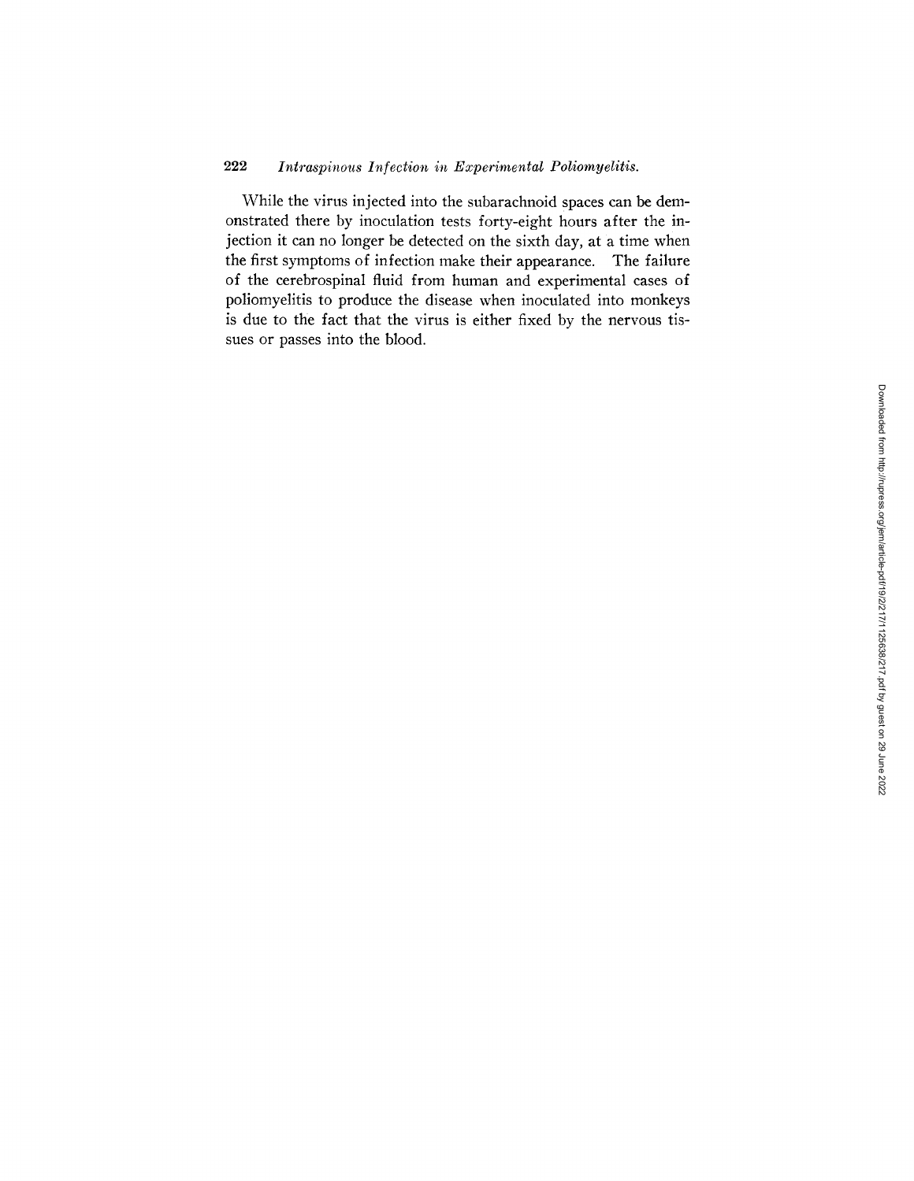While the virus injected into the subarachnoid spaces can be demonstrated there by inoculation tests forty-eight hours after the injection it can no longer be detected on the sixth day, at a time when the first symptoms of infection make their appearance. The failure of the cerebrospinal fluid from human and experimental cases of poliomyelitis to produce the disease when inoculated into monkeys is due to the fact that the virus is either fixed by the nervous tissues or passes into the blood.